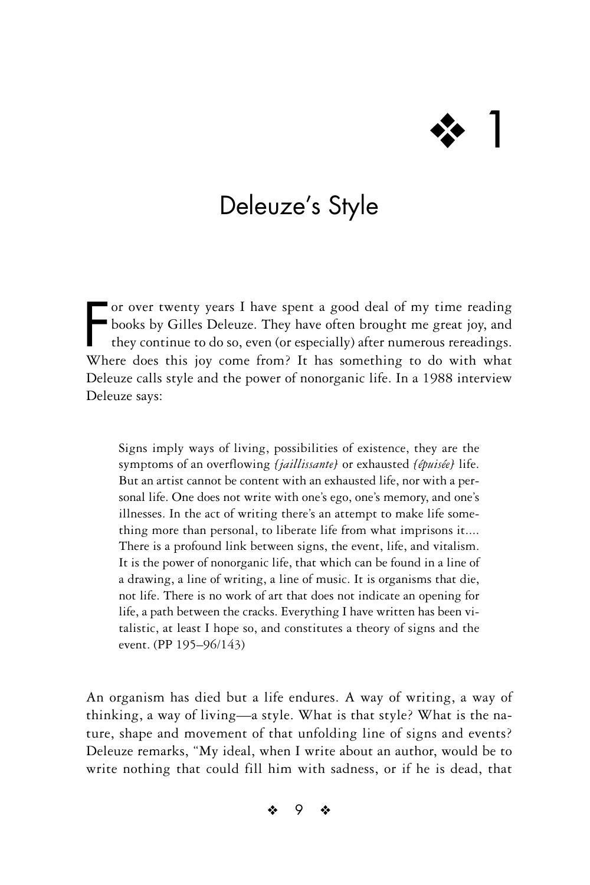# 1

# Deleuze's Style

For over twenty years I have spent a good deal of my time reading books by Gilles Deleuze. They have often brought me great joy, and they continue to do so, even (or especially) after numerous rereadings. Where does this joy come from? It has something to do with what Deleuze calls style and the power of nonorganic life. In a 1988 interview Deleuze says:

> Signs imply ways of living, possibilities of existence, they are the symptoms of an overflowing *{jaillissante}* or exhausted *{épuisée}* life. But an artist cannot be content with an exhausted life, nor with a personal life. One does not write with one's ego, one's memory, and one's illnesses. In the act of writing there's an attempt to make life something more than personal, to liberate life from what imprisons it.... There is a profound link between signs, the event, life, and vitalism. It is the power of nonorganic life, that which can be found in a line of a drawing, a line of writing, a line of music. It is organisms that die, not life. There is no work of art that does not indicate an opening for life, a path between the cracks. Everything I have written has been vitalistic, at least I hope so, and constitutes a theory of signs and the event. (PP 195–96/143)

An organism has died but a life endures. A way of writing, a way of thinking, a way of living—a style. What is that style? What is the nature, shape and movement of that unfolding line of signs and events? Deleuze remarks, "My ideal, when I write about an author, would be to write nothing that could fill him with sadness, or if he is dead, that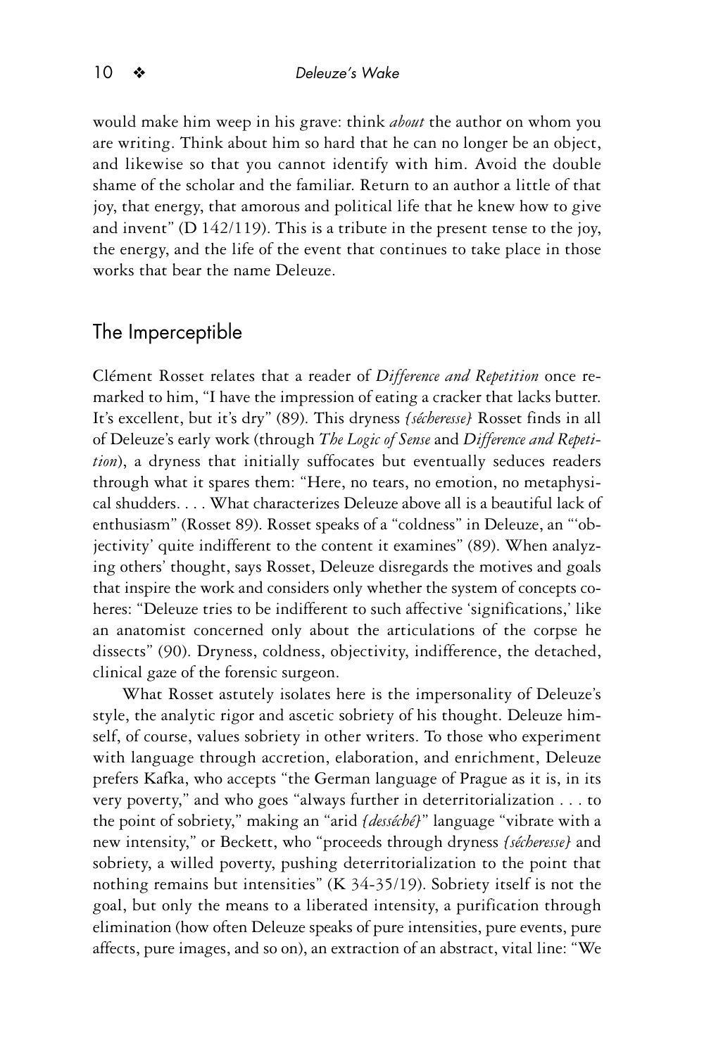would make him weep in his grave: think *about* the author on whom you are writing. Think about him so hard that he can no longer be an object, and likewise so that you cannot identify with him. Avoid the double shame of the scholar and the familiar. Return to an author a little of that joy, that energy, that amorous and political life that he knew how to give and invent" (D 142/119). This is a tribute in the present tense to the joy, the energy, and the life of the event that continues to take place in those works that bear the name Deleuze.

## The Imperceptible

Clément Rosset relates that a reader of *Difference and Repetition* once remarked to him, "I have the impression of eating a cracker that lacks butter. It's excellent, but it's dry" (89). This dryness *{sécheresse}* Rosset finds in all of Deleuze's early work (through *The Logic of Sense* and *Difference and Repetition*), a dryness that initially suffocates but eventually seduces readers through what it spares them: "Here, no tears, no emotion, no metaphysical shudders. . . . What characterizes Deleuze above all is a beautiful lack of enthusiasm" (Rosset 89). Rosset speaks of a "coldness" in Deleuze, an "'objectivity' quite indifferent to the content it examines" (89). When analyzing others' thought, says Rosset, Deleuze disregards the motives and goals that inspire the work and considers only whether the system of concepts coheres: "Deleuze tries to be indifferent to such affective 'significations,' like an anatomist concerned only about the articulations of the corpse he dissects" (90). Dryness, coldness, objectivity, indifference, the detached, clinical gaze of the forensic surgeon.

What Rosset astutely isolates here is the impersonality of Deleuze's style, the analytic rigor and ascetic sobriety of his thought. Deleuze himself, of course, values sobriety in other writers. To those who experiment with language through accretion, elaboration, and enrichment, Deleuze prefers Kafka, who accepts "the German language of Prague as it is, in its very poverty," and who goes "always further in deterritorialization . . . to the point of sobriety," making an "arid *{desséché}*" language "vibrate with a new intensity," or Beckett, who "proceeds through dryness *{sécheresse}* and sobriety, a willed poverty, pushing deterritorialization to the point that nothing remains but intensities" (K 34-35/19). Sobriety itself is not the goal, but only the means to a liberated intensity, a purification through elimination (how often Deleuze speaks of pure intensities, pure events, pure affects, pure images, and so on), an extraction of an abstract, vital line: "We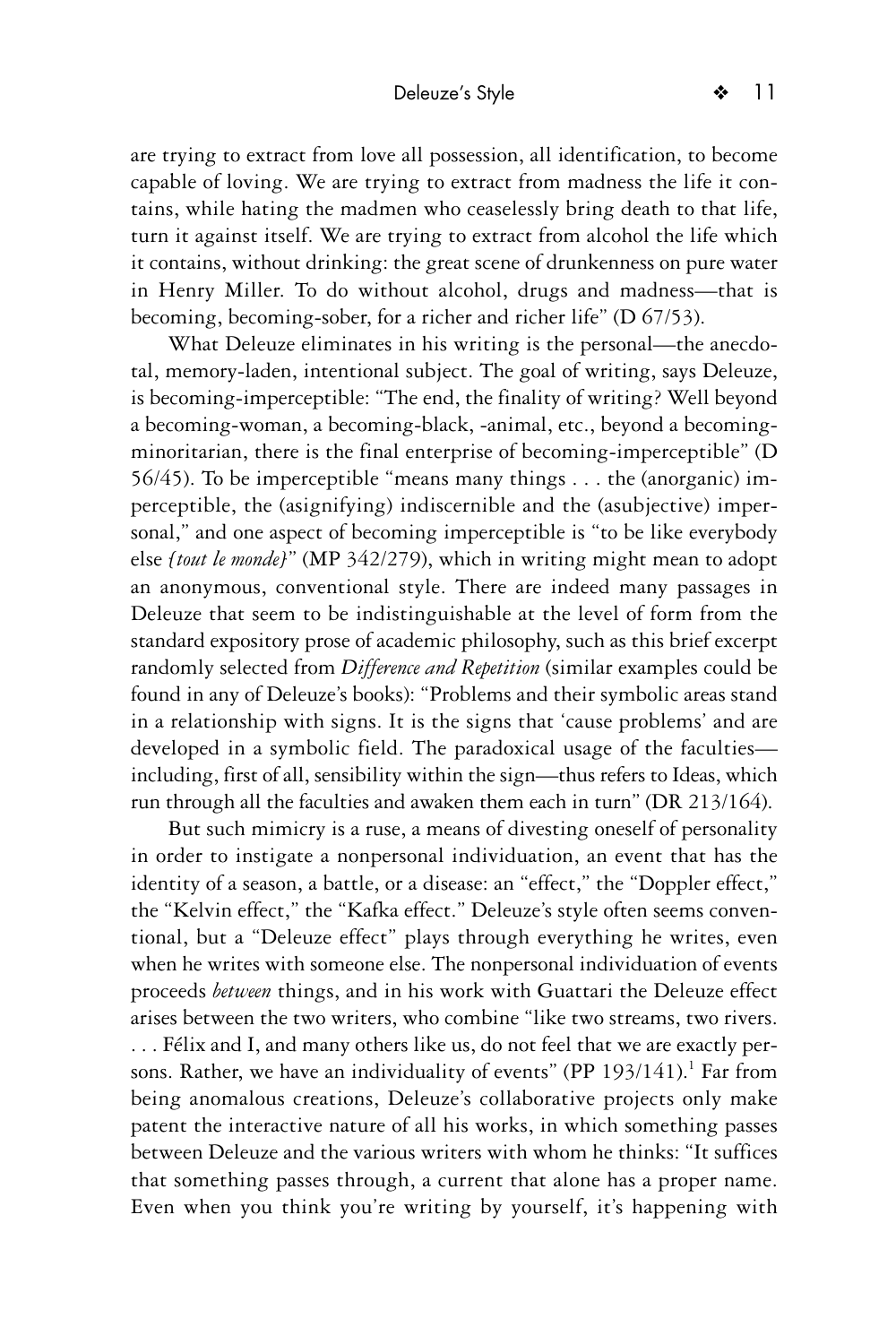are trying to extract from love all possession, all identification, to become capable of loving. We are trying to extract from madness the life it contains, while hating the madmen who ceaselessly bring death to that life, turn it against itself. We are trying to extract from alcohol the life which it contains, without drinking: the great scene of drunkenness on pure water in Henry Miller. To do without alcohol, drugs and madness—that is becoming, becoming-sober, for a richer and richer life" (D 67/53).

What Deleuze eliminates in his writing is the personal—the anecdotal, memory-laden, intentional subject. The goal of writing, says Deleuze, is becoming-imperceptible: "The end, the finality of writing? Well beyond a becoming-woman, a becoming-black, -animal, etc., beyond a becoming-minoritarian, there is the final enterprise of becoming-imperceptible" (D 56/45). To be imperceptible "means many things . . . the (anorganic) imperceptible, the (asignifying) indiscernible and the (asubjective) impersonal," and one aspect of becoming imperceptible is "to be like everybody else *{tout le monde}*" (MP 342/279), which in writing might mean to adopt an anonymous, conventional style. There are indeed many passages in Deleuze that seem to be indistinguishable at the level of form from the standard expository prose of academic philosophy, such as this brief excerpt randomly selected from *Difference and Repetition* (similar examples could be found in any of Deleuze's books): "Problems and their symbolic areas stand in a relationship with signs. It is the signs that 'cause problems' and are developed in a symbolic field. The paradoxical usage of the faculties—including, first of all, sensibility within the sign—thus refers to Ideas, which run through all the faculties and awaken them each in turn" (DR 213/164).

But such mimicry is a ruse, a means of divesting oneself of personality in order to instigate a nonpersonal individuation, an event that has the identity of a season, a battle, or a disease: an "effect," the "Doppler effect," the "Kelvin effect," the "Kafka effect." Deleuze's style often seems conventional, but a "Deleuze effect" plays through everything he writes, even when he writes with someone else. The nonpersonal individuation of events proceeds *between* things, and in his work with Guattari the Deleuze effect arises between the two writers, who combine "like two streams, two rivers. . . . Félix and I, and many others like us, do not feel that we are exactly persons. Rather, we have an individuality of events" (PP 193/141).[1] Far from being anomalous creations, Deleuze's collaborative projects only make patent the interactive nature of all his works, in which something passes between Deleuze and the various writers with whom he thinks: "It suffices that something passes through, a current that alone has a proper name. Even when you think you're writing by yourself, it's happening with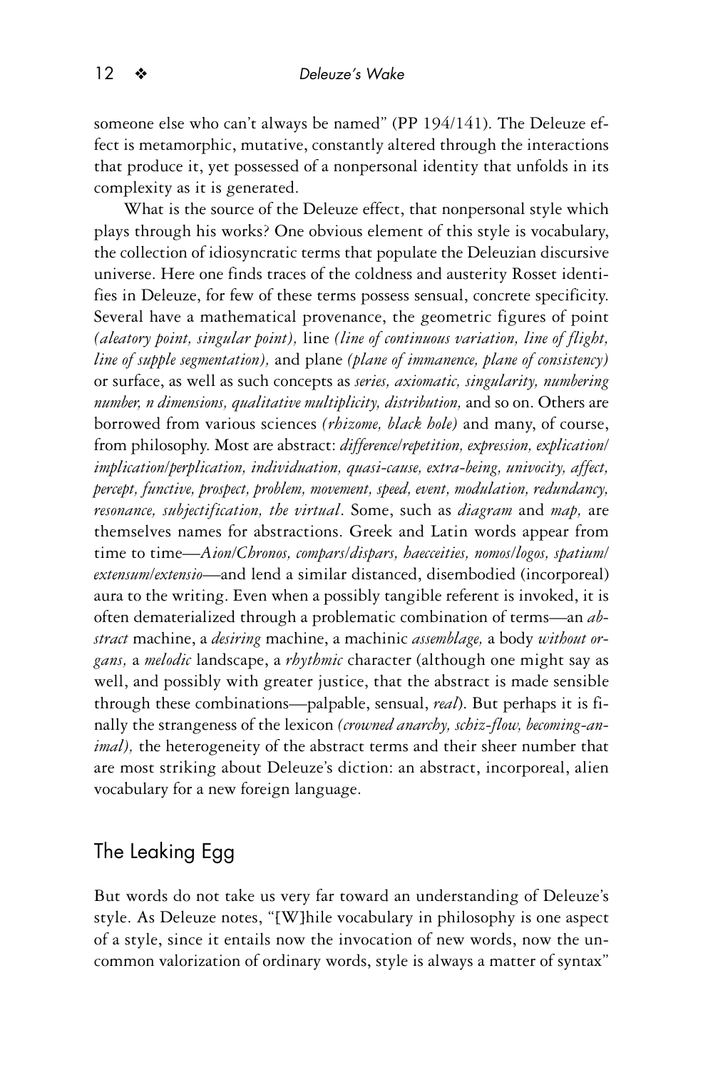someone else who can't always be named" (PP 194/141). The Deleuze effect is metamorphic, mutative, constantly altered through the interactions that produce it, yet possessed of a nonpersonal identity that unfolds in its complexity as it is generated.

What is the source of the Deleuze effect, that nonpersonal style which plays through his works? One obvious element of this style is vocabulary, the collection of idiosyncratic terms that populate the Deleuzian discursive universe. Here one finds traces of the coldness and austerity Rosset identifies in Deleuze, for few of these terms possess sensual, concrete specificity. Several have a mathematical provenance, the geometric figures of point *(aleatory point, singular point),* line *(line of continuous variation, line of flight, line of supple segmentation),* and plane *(plane of immanence, plane of consistency)* or surface, as well as such concepts as *series, axiomatic, singularity, numbering number, n dimensions, qualitative multiplicity, distribution,* and so on. Others are borrowed from various sciences *(rhizome, black hole)* and many, of course, from philosophy. Most are abstract: *difference/repetition, expression, explication/implication/perplication, individuation, quasi-cause, extra-being, univocity, affect, percept, functive, prospect, problem, movement, speed, event, modulation, redundancy, resonance, subjectification, the virtual*. Some, such as *diagram* and *map,* are themselves names for abstractions. Greek and Latin words appear from time to time—*Aion/Chronos, compars/dispars, haecceities, nomos/logos, spatium/extensum/extensio*—and lend a similar distanced, disembodied (incorporeal) aura to the writing. Even when a possibly tangible referent is invoked, it is often dematerialized through a problematic combination of terms—an *abstract* machine, a *desiring* machine, a machinic *assemblage,* a body *without organs,* a *melodic* landscape, a *rhythmic* character (although one might say as well, and possibly with greater justice, that the abstract is made sensible through these combinations—palpable, sensual, *real*). But perhaps it is finally the strangeness of the lexicon *(crowned anarchy, schiz-flow, becoming-animal),* the heterogeneity of the abstract terms and their sheer number that are most striking about Deleuze's diction: an abstract, incorporeal, alien vocabulary for a new foreign language.

## The Leaking Egg

But words do not take us very far toward an understanding of Deleuze's style. As Deleuze notes, "[W]hile vocabulary in philosophy is one aspect of a style, since it entails now the invocation of new words, now the uncommon valorization of ordinary words, style is always a matter of syntax"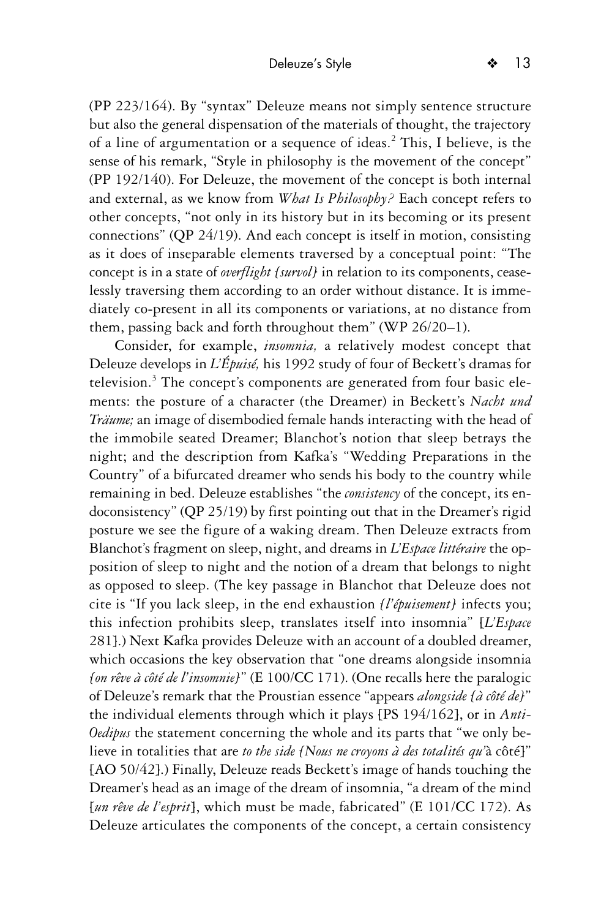(PP 223/164). By "syntax" Deleuze means not simply sentence structure but also the general dispensation of the materials of thought, the trajectory of a line of argumentation or a sequence of ideas.[2] This, I believe, is the sense of his remark, "Style in philosophy is the movement of the concept" (PP 192/140). For Deleuze, the movement of the concept is both internal and external, as we know from *What Is Philosophy?* Each concept refers to other concepts, "not only in its history but in its becoming or its present connections" (QP 24/19). And each concept is itself in motion, consisting as it does of inseparable elements traversed by a conceptual point: "The concept is in a state of *overflight {survol}* in relation to its components, ceaselessly traversing them according to an order without distance. It is immediately co-present in all its components or variations, at no distance from them, passing back and forth throughout them" (WP 26/20–1).

Consider, for example, *insomnia,* a relatively modest concept that Deleuze develops in *L'Épuisé,* his 1992 study of four of Beckett's dramas for television.[3] The concept's components are generated from four basic elements: the posture of a character (the Dreamer) in Beckett's *Nacht und Träume;* an image of disembodied female hands interacting with the head of the immobile seated Dreamer; Blanchot's notion that sleep betrays the night; and the description from Kafka's "Wedding Preparations in the Country" of a bifurcated dreamer who sends his body to the country while remaining in bed. Deleuze establishes "the *consistency* of the concept, its endoconsistency" (QP 25/19) by first pointing out that in the Dreamer's rigid posture we see the figure of a waking dream. Then Deleuze extracts from Blanchot's fragment on sleep, night, and dreams in *L'Espace littéraire* the opposition of sleep to night and the notion of a dream that belongs to night as opposed to sleep. (The key passage in Blanchot that Deleuze does not cite is "If you lack sleep, in the end exhaustion *{l'épuisement}* infects you; this infection prohibits sleep, translates itself into insomnia" [*L'Espace* 281].) Next Kafka provides Deleuze with an account of a doubled dreamer, which occasions the key observation that "one dreams alongside insomnia *{on rêve à côté de l'insomnie}*" (E 100/CC 171). (One recalls here the paralogic of Deleuze's remark that the Proustian essence "appears *alongside {à côté de}*" the individual elements through which it plays [PS 194/162], or in *Anti-Oedipus* the statement concerning the whole and its parts that "we only believe in totalities that are *to the side {Nous ne croyons à des totalités qu'*à côté]" [AO 50/42].) Finally, Deleuze reads Beckett's image of hands touching the Dreamer's head as an image of the dream of insomnia, "a dream of the mind [*un rêve de l'esprit*], which must be made, fabricated" (E 101/CC 172). As Deleuze articulates the components of the concept, a certain consistency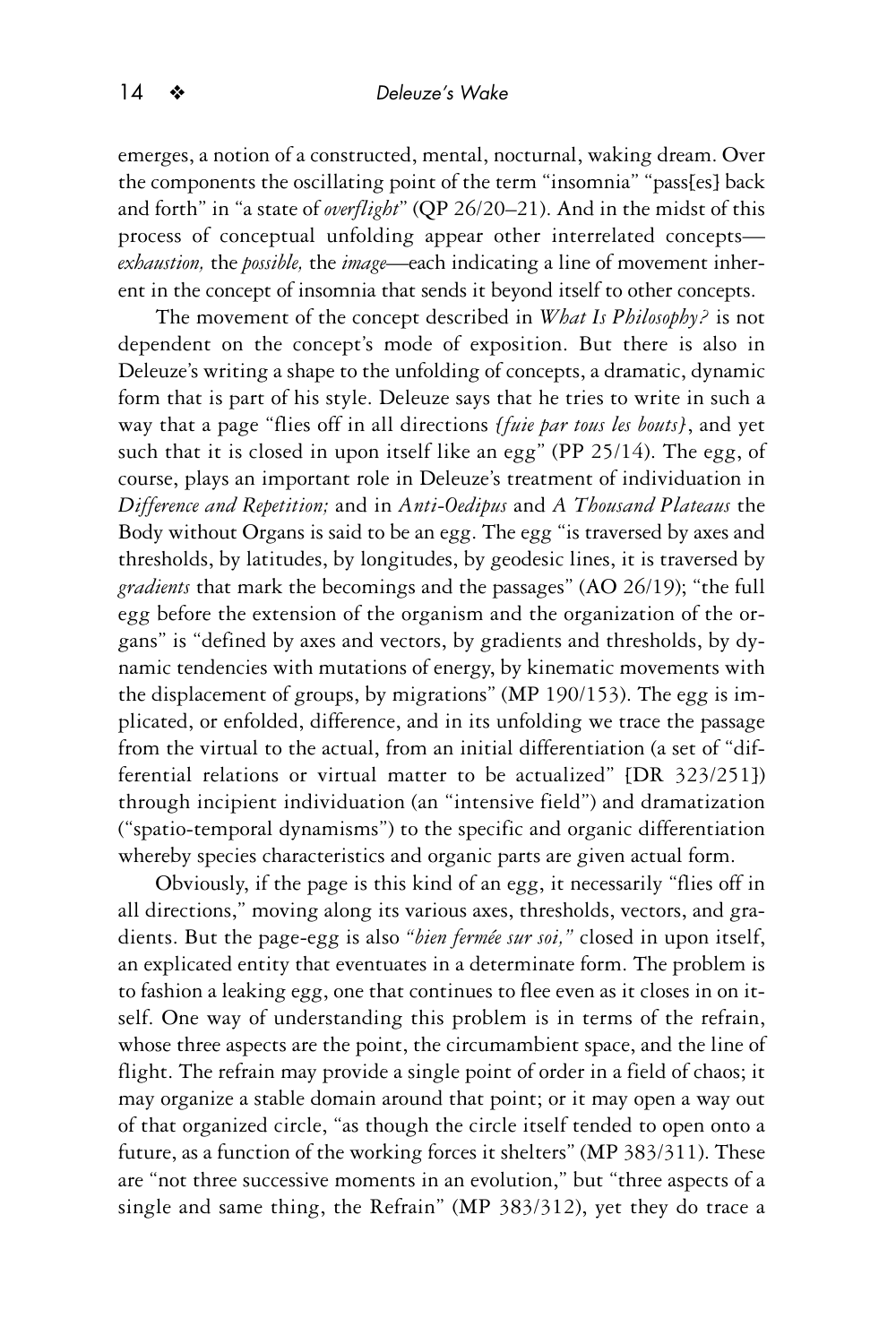emerges, a notion of a constructed, mental, nocturnal, waking dream. Over the components the oscillating point of the term "insomnia" "pass[es] back and forth" in "a state of *overflight*" (QP 26/20–21). And in the midst of this process of conceptual unfolding appear other interrelated concepts—*exhaustion,* the *possible,* the *image*—each indicating a line of movement inherent in the concept of insomnia that sends it beyond itself to other concepts.

The movement of the concept described in *What Is Philosophy?* is not dependent on the concept's mode of exposition. But there is also in Deleuze's writing a shape to the unfolding of concepts, a dramatic, dynamic form that is part of his style. Deleuze says that he tries to write in such a way that a page "flies off in all directions *{fuie par tous les bouts}*, and yet such that it is closed in upon itself like an egg" (PP 25/14). The egg, of course, plays an important role in Deleuze's treatment of individuation in *Difference and Repetition;* and in *Anti-Oedipus* and *A Thousand Plateaus* the Body without Organs is said to be an egg. The egg "is traversed by axes and thresholds, by latitudes, by longitudes, by geodesic lines, it is traversed by *gradients* that mark the becomings and the passages" (AO 26/19); "the full egg before the extension of the organism and the organization of the organs" is "defined by axes and vectors, by gradients and thresholds, by dynamic tendencies with mutations of energy, by kinematic movements with the displacement of groups, by migrations" (MP 190/153). The egg is implicated, or enfolded, difference, and in its unfolding we trace the passage from the virtual to the actual, from an initial differentiation (a set of "differential relations or virtual matter to be actualized" [DR 323/251]) through incipient individuation (an "intensive field") and dramatization ("spatio-temporal dynamisms") to the specific and organic differentiation whereby species characteristics and organic parts are given actual form.

Obviously, if the page is this kind of an egg, it necessarily "flies off in all directions," moving along its various axes, thresholds, vectors, and gradients. But the page-egg is also *"bien fermée sur soi,"* closed in upon itself, an explicated entity that eventuates in a determinate form. The problem is to fashion a leaking egg, one that continues to flee even as it closes in on itself. One way of understanding this problem is in terms of the refrain, whose three aspects are the point, the circumambient space, and the line of flight. The refrain may provide a single point of order in a field of chaos; it may organize a stable domain around that point; or it may open a way out of that organized circle, "as though the circle itself tended to open onto a future, as a function of the working forces it shelters" (MP 383/311). These are "not three successive moments in an evolution," but "three aspects of a single and same thing, the Refrain" (MP 383/312), yet they do trace a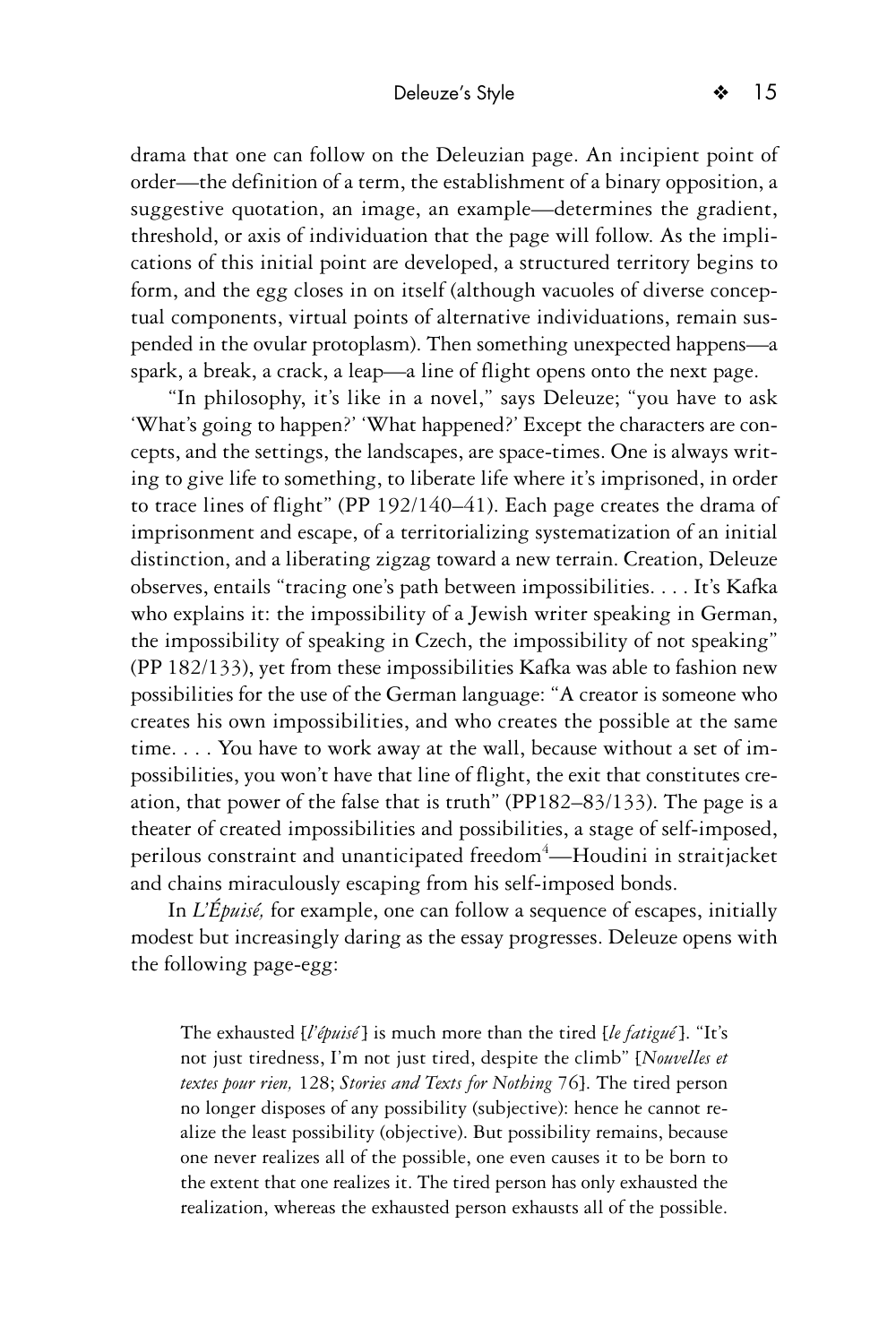drama that one can follow on the Deleuzian page. An incipient point of order—the definition of a term, the establishment of a binary opposition, a suggestive quotation, an image, an example—determines the gradient, threshold, or axis of individuation that the page will follow. As the implications of this initial point are developed, a structured territory begins to form, and the egg closes in on itself (although vacuoles of diverse conceptual components, virtual points of alternative individuations, remain suspended in the ovular protoplasm). Then something unexpected happens—a spark, a break, a crack, a leap—a line of flight opens onto the next page.

"In philosophy, it's like in a novel," says Deleuze; "you have to ask 'What's going to happen?' 'What happened?' Except the characters are concepts, and the settings, the landscapes, are space-times. One is always writing to give life to something, to liberate life where it's imprisoned, in order to trace lines of flight" (PP 192/140–41). Each page creates the drama of imprisonment and escape, of a territorializing systematization of an initial distinction, and a liberating zigzag toward a new terrain. Creation, Deleuze observes, entails "tracing one's path between impossibilities. . . . It's Kafka who explains it: the impossibility of a Jewish writer speaking in German, the impossibility of speaking in Czech, the impossibility of not speaking" (PP 182/133), yet from these impossibilities Kafka was able to fashion new possibilities for the use of the German language: "A creator is someone who creates his own impossibilities, and who creates the possible at the same time. . . . You have to work away at the wall, because without a set of impossibilities, you won't have that line of flight, the exit that constitutes creation, that power of the false that is truth" (PP182–83/133). The page is a theater of created impossibilities and possibilities, a stage of self-imposed, perilous constraint and unanticipated freedom[4]—Houdini in straitjacket and chains miraculously escaping from his self-imposed bonds.

In *L'Épuisé,* for example, one can follow a sequence of escapes, initially modest but increasingly daring as the essay progresses. Deleuze opens with the following page-egg:

> The exhausted [*l'épuisé*] is much more than the tired [*le fatigué*]. "It's not just tiredness, I'm not just tired, despite the climb" [*Nouvelles et textes pour rien,* 128; *Stories and Texts for Nothing* 76]. The tired person no longer disposes of any possibility (subjective): hence he cannot realize the least possibility (objective). But possibility remains, because one never realizes all of the possible, one even causes it to be born to the extent that one realizes it. The tired person has only exhausted the realization, whereas the exhausted person exhausts all of the possible.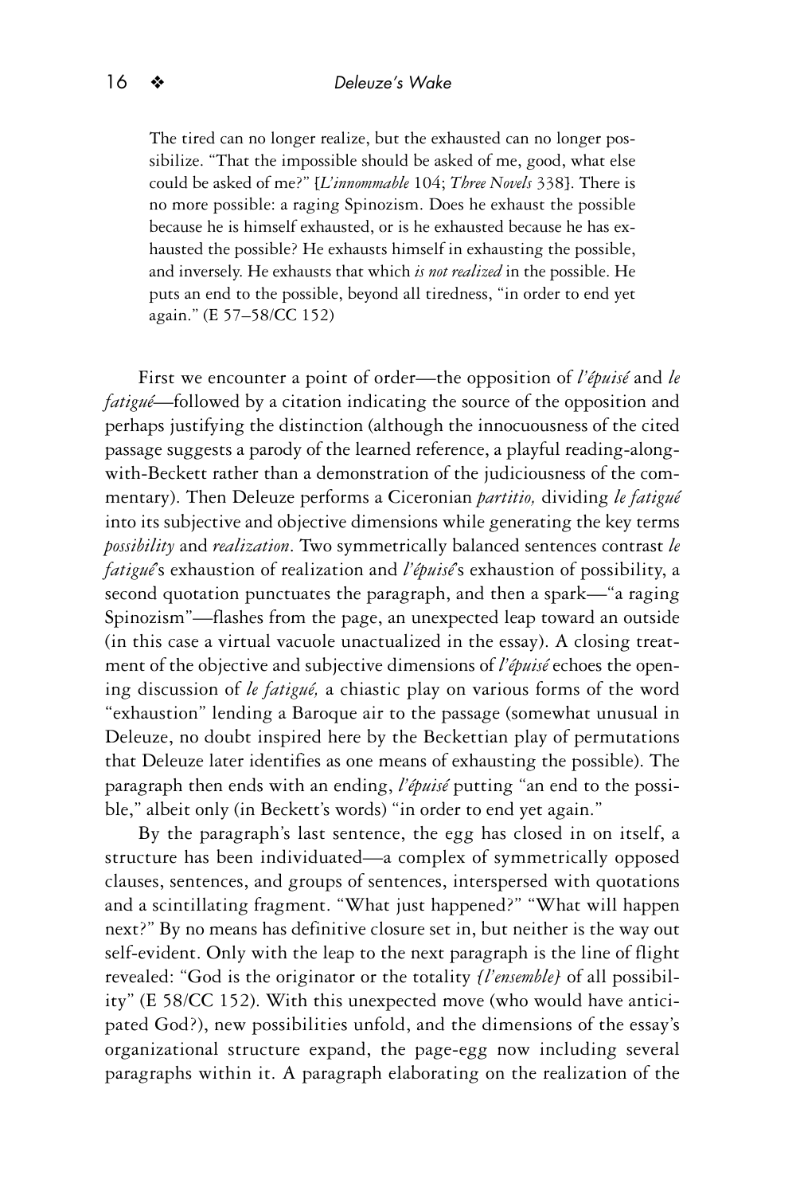> The tired can no longer realize, but the exhausted can no longer possibilize. "That the impossible should be asked of me, good, what else could be asked of me?" [*L'innommable* 104; *Three Novels* 338]. There is no more possible: a raging Spinozism. Does he exhaust the possible because he is himself exhausted, or is he exhausted because he has exhausted the possible? He exhausts himself in exhausting the possible, and inversely. He exhausts that which *is not realized* in the possible. He puts an end to the possible, beyond all tiredness, "in order to end yet again." (E 57–58/CC 152)

First we encounter a point of order—the opposition of *l'épuisé* and *le fatigué*—followed by a citation indicating the source of the opposition and perhaps justifying the distinction (although the innocuousness of the cited passage suggests a parody of the learned reference, a playful reading-along-with-Beckett rather than a demonstration of the judiciousness of the commentary). Then Deleuze performs a Ciceronian *partitio,* dividing *le fatigué* into its subjective and objective dimensions while generating the key terms *possibility* and *realization*. Two symmetrically balanced sentences contrast *le fatigué*'s exhaustion of realization and *l'épuisé*'s exhaustion of possibility, a second quotation punctuates the paragraph, and then a spark—"a raging Spinozism"—flashes from the page, an unexpected leap toward an outside (in this case a virtual vacuole unactualized in the essay). A closing treatment of the objective and subjective dimensions of *l'épuisé* echoes the opening discussion of *le fatigué,* a chiastic play on various forms of the word "exhaustion" lending a Baroque air to the passage (somewhat unusual in Deleuze, no doubt inspired here by the Beckettian play of permutations that Deleuze later identifies as one means of exhausting the possible). The paragraph then ends with an ending, *l'épuisé* putting "an end to the possible," albeit only (in Beckett's words) "in order to end yet again."

By the paragraph's last sentence, the egg has closed in on itself, a structure has been individuated—a complex of symmetrically opposed clauses, sentences, and groups of sentences, interspersed with quotations and a scintillating fragment. "What just happened?" "What will happen next?" By no means has definitive closure set in, but neither is the way out self-evident. Only with the leap to the next paragraph is the line of flight revealed: "God is the originator or the totality *{l'ensemble}* of all possibility" (E 58/CC 152). With this unexpected move (who would have anticipated God?), new possibilities unfold, and the dimensions of the essay's organizational structure expand, the page-egg now including several paragraphs within it. A paragraph elaborating on the realization of the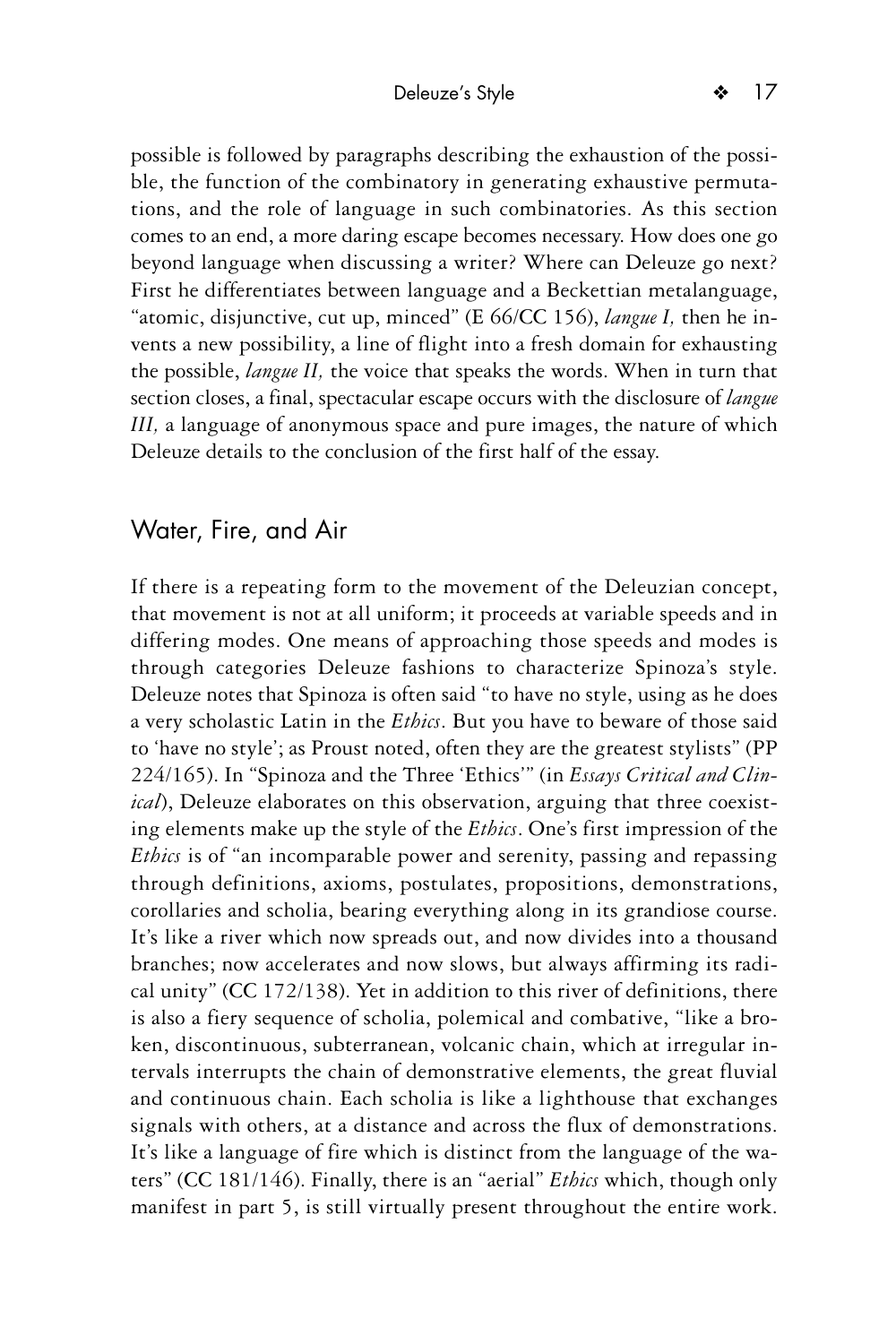possible is followed by paragraphs describing the exhaustion of the possible, the function of the combinatory in generating exhaustive permutations, and the role of language in such combinatories. As this section comes to an end, a more daring escape becomes necessary. How does one go beyond language when discussing a writer? Where can Deleuze go next? First he differentiates between language and a Beckettian metalanguage, "atomic, disjunctive, cut up, minced" (E 66/CC 156), *langue I,* then he invents a new possibility, a line of flight into a fresh domain for exhausting the possible, *langue II,* the voice that speaks the words. When in turn that section closes, a final, spectacular escape occurs with the disclosure of *langue III,* a language of anonymous space and pure images, the nature of which Deleuze details to the conclusion of the first half of the essay.

## Water, Fire, and Air

If there is a repeating form to the movement of the Deleuzian concept, that movement is not at all uniform; it proceeds at variable speeds and in differing modes. One means of approaching those speeds and modes is through categories Deleuze fashions to characterize Spinoza's style. Deleuze notes that Spinoza is often said "to have no style, using as he does a very scholastic Latin in the *Ethics*. But you have to beware of those said to 'have no style'; as Proust noted, often they are the greatest stylists" (PP 224/165). In "Spinoza and the Three 'Ethics'" (in *Essays Critical and Clinical*), Deleuze elaborates on this observation, arguing that three coexisting elements make up the style of the *Ethics*. One's first impression of the *Ethics* is of "an incomparable power and serenity, passing and repassing through definitions, axioms, postulates, propositions, demonstrations, corollaries and scholia, bearing everything along in its grandiose course. It's like a river which now spreads out, and now divides into a thousand branches; now accelerates and now slows, but always affirming its radical unity" (CC 172/138). Yet in addition to this river of definitions, there is also a fiery sequence of scholia, polemical and combative, "like a broken, discontinuous, subterranean, volcanic chain, which at irregular intervals interrupts the chain of demonstrative elements, the great fluvial and continuous chain. Each scholia is like a lighthouse that exchanges signals with others, at a distance and across the flux of demonstrations. It's like a language of fire which is distinct from the language of the waters" (CC 181/146). Finally, there is an "aerial" *Ethics* which, though only manifest in part 5, is still virtually present throughout the entire work.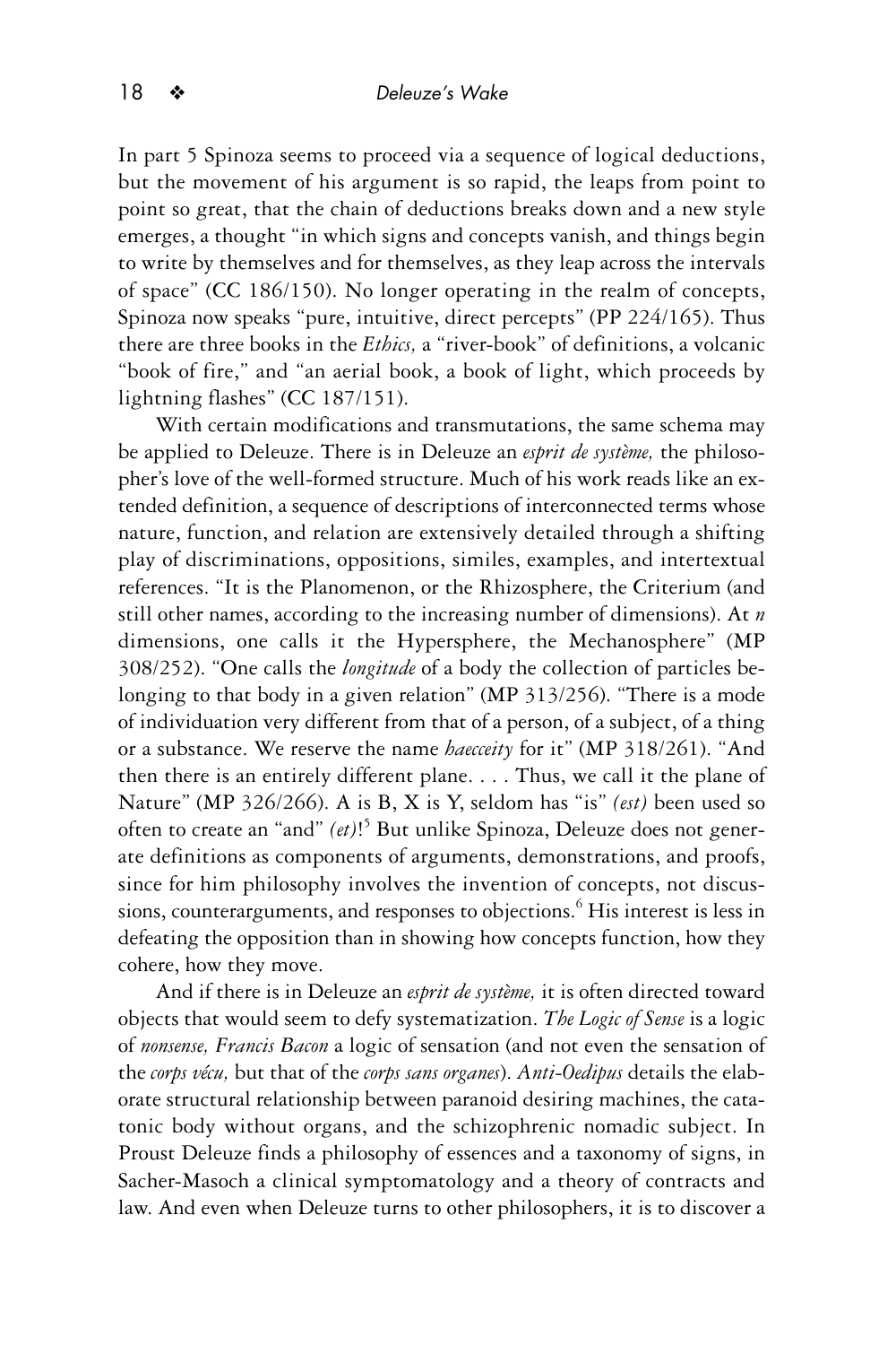In part 5 Spinoza seems to proceed via a sequence of logical deductions, but the movement of his argument is so rapid, the leaps from point to point so great, that the chain of deductions breaks down and a new style emerges, a thought "in which signs and concepts vanish, and things begin to write by themselves and for themselves, as they leap across the intervals of space" (CC 186/150). No longer operating in the realm of concepts, Spinoza now speaks "pure, intuitive, direct percepts" (PP 224/165). Thus there are three books in the *Ethics,* a "river-book" of definitions, a volcanic "book of fire," and "an aerial book, a book of light, which proceeds by lightning flashes" (CC 187/151).

With certain modifications and transmutations, the same schema may be applied to Deleuze. There is in Deleuze an *esprit de système,* the philosopher's love of the well-formed structure. Much of his work reads like an extended definition, a sequence of descriptions of interconnected terms whose nature, function, and relation are extensively detailed through a shifting play of discriminations, oppositions, similes, examples, and intertextual references. "It is the Planomenon, or the Rhizosphere, the Criterium (and still other names, according to the increasing number of dimensions). At *n* dimensions, one calls it the Hypersphere, the Mechanosphere" (MP 308/252). "One calls the *longitude* of a body the collection of particles belonging to that body in a given relation" (MP 313/256). "There is a mode of individuation very different from that of a person, of a subject, of a thing or a substance. We reserve the name *haecceity* for it" (MP 318/261). "And then there is an entirely different plane. . . . Thus, we call it the plane of Nature" (MP 326/266). A is B, X is Y, seldom has "is" *(est)* been used so often to create an "and" *(et)*![5] But unlike Spinoza, Deleuze does not generate definitions as components of arguments, demonstrations, and proofs, since for him philosophy involves the invention of concepts, not discussions, counterarguments, and responses to objections.[6] His interest is less in defeating the opposition than in showing how concepts function, how they cohere, how they move.

And if there is in Deleuze an *esprit de système,* it is often directed toward objects that would seem to defy systematization. *The Logic of Sense* is a logic of *nonsense, Francis Bacon* a logic of sensation (and not even the sensation of the *corps vécu,* but that of the *corps sans organes*). *Anti-Oedipus* details the elaborate structural relationship between paranoid desiring machines, the catatonic body without organs, and the schizophrenic nomadic subject. In Proust Deleuze finds a philosophy of essences and a taxonomy of signs, in Sacher-Masoch a clinical symptomatology and a theory of contracts and law. And even when Deleuze turns to other philosophers, it is to discover a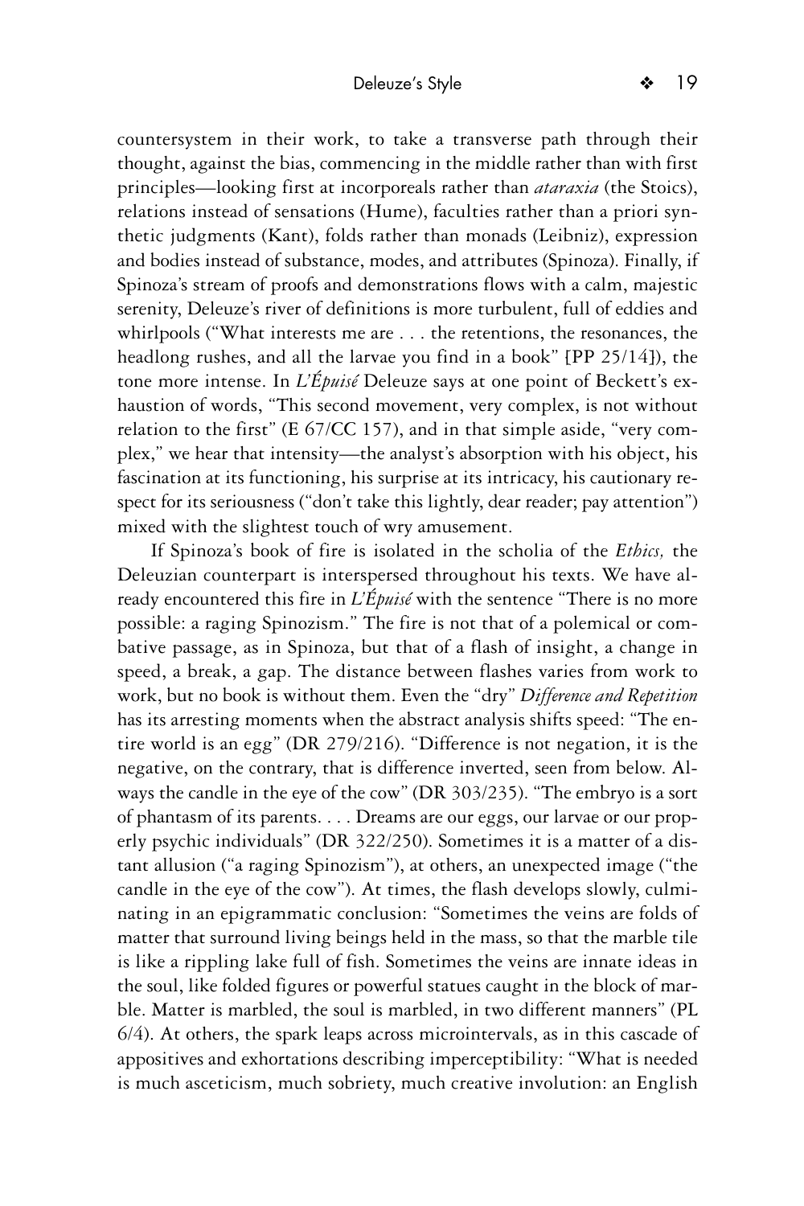countersystem in their work, to take a transverse path through their thought, against the bias, commencing in the middle rather than with first principles—looking first at incorporeals rather than *ataraxia* (the Stoics), relations instead of sensations (Hume), faculties rather than a priori synthetic judgments (Kant), folds rather than monads (Leibniz), expression and bodies instead of substance, modes, and attributes (Spinoza). Finally, if Spinoza's stream of proofs and demonstrations flows with a calm, majestic serenity, Deleuze's river of definitions is more turbulent, full of eddies and whirlpools ("What interests me are . . . the retentions, the resonances, the headlong rushes, and all the larvae you find in a book" [PP 25/14]), the tone more intense. In *L'Épuisé* Deleuze says at one point of Beckett's exhaustion of words, "This second movement, very complex, is not without relation to the first" (E 67/CC 157), and in that simple aside, "very complex," we hear that intensity—the analyst's absorption with his object, his fascination at its functioning, his surprise at its intricacy, his cautionary respect for its seriousness ("don't take this lightly, dear reader; pay attention") mixed with the slightest touch of wry amusement.

If Spinoza's book of fire is isolated in the scholia of the *Ethics,* the Deleuzian counterpart is interspersed throughout his texts. We have already encountered this fire in *L'Épuisé* with the sentence "There is no more possible: a raging Spinozism." The fire is not that of a polemical or combative passage, as in Spinoza, but that of a flash of insight, a change in speed, a break, a gap. The distance between flashes varies from work to work, but no book is without them. Even the "dry" *Difference and Repetition* has its arresting moments when the abstract analysis shifts speed: "The entire world is an egg" (DR 279/216). "Difference is not negation, it is the negative, on the contrary, that is difference inverted, seen from below. Always the candle in the eye of the cow" (DR 303/235). "The embryo is a sort of phantasm of its parents. . . . Dreams are our eggs, our larvae or our properly psychic individuals" (DR 322/250). Sometimes it is a matter of a distant allusion ("a raging Spinozism"), at others, an unexpected image ("the candle in the eye of the cow"). At times, the flash develops slowly, culminating in an epigrammatic conclusion: "Sometimes the veins are folds of matter that surround living beings held in the mass, so that the marble tile is like a rippling lake full of fish. Sometimes the veins are innate ideas in the soul, like folded figures or powerful statues caught in the block of marble. Matter is marbled, the soul is marbled, in two different manners" (PL 6/4). At others, the spark leaps across microintervals, as in this cascade of appositives and exhortations describing imperceptibility: "What is needed is much asceticism, much sobriety, much creative involution: an English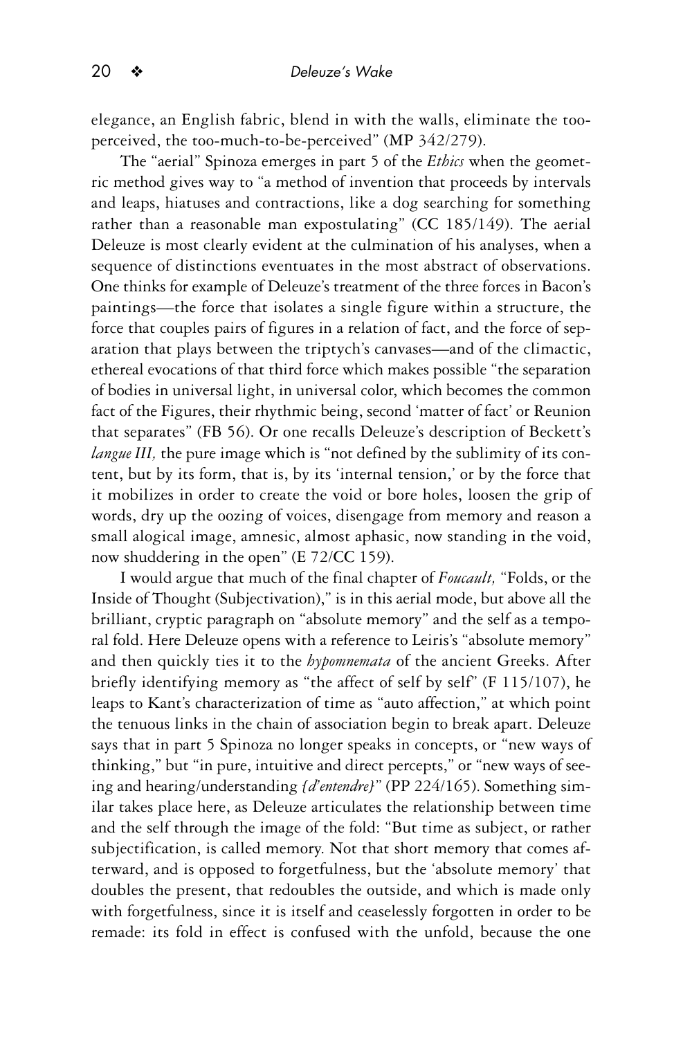elegance, an English fabric, blend in with the walls, eliminate the too-perceived, the too-much-to-be-perceived" (MP 342/279).

The "aerial" Spinoza emerges in part 5 of the *Ethics* when the geometric method gives way to "a method of invention that proceeds by intervals and leaps, hiatuses and contractions, like a dog searching for something rather than a reasonable man expostulating" (CC 185/149). The aerial Deleuze is most clearly evident at the culmination of his analyses, when a sequence of distinctions eventuates in the most abstract of observations. One thinks for example of Deleuze's treatment of the three forces in Bacon's paintings—the force that isolates a single figure within a structure, the force that couples pairs of figures in a relation of fact, and the force of separation that plays between the triptych's canvases—and of the climactic, ethereal evocations of that third force which makes possible "the separation of bodies in universal light, in universal color, which becomes the common fact of the Figures, their rhythmic being, second 'matter of fact' or Reunion that separates" (FB 56). Or one recalls Deleuze's description of Beckett's *langue III,* the pure image which is "not defined by the sublimity of its content, but by its form, that is, by its 'internal tension,' or by the force that it mobilizes in order to create the void or bore holes, loosen the grip of words, dry up the oozing of voices, disengage from memory and reason a small alogical image, amnesic, almost aphasic, now standing in the void, now shuddering in the open" (E 72/CC 159).

I would argue that much of the final chapter of *Foucault,* "Folds, or the Inside of Thought (Subjectivation)," is in this aerial mode, but above all the brilliant, cryptic paragraph on "absolute memory" and the self as a temporal fold. Here Deleuze opens with a reference to Leiris's "absolute memory" and then quickly ties it to the *hypomnemata* of the ancient Greeks. After briefly identifying memory as "the affect of self by self" (F 115/107), he leaps to Kant's characterization of time as "auto affection," at which point the tenuous links in the chain of association begin to break apart. Deleuze says that in part 5 Spinoza no longer speaks in concepts, or "new ways of thinking," but "in pure, intuitive and direct percepts," or "new ways of seeing and hearing/understanding *{d'entendre}*" (PP 224/165). Something similar takes place here, as Deleuze articulates the relationship between time and the self through the image of the fold: "But time as subject, or rather subjectification, is called memory. Not that short memory that comes afterward, and is opposed to forgetfulness, but the 'absolute memory' that doubles the present, that redoubles the outside, and which is made only with forgetfulness, since it is itself and ceaselessly forgotten in order to be remade: its fold in effect is confused with the unfold, because the one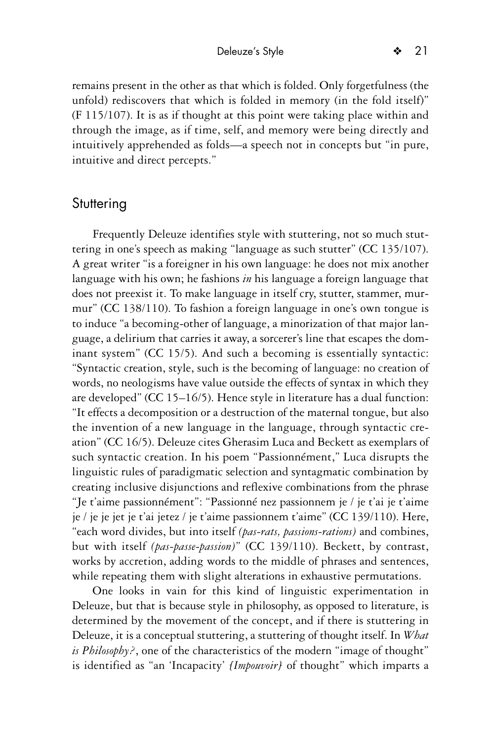remains present in the other as that which is folded. Only forgetfulness (the unfold) rediscovers that which is folded in memory (in the fold itself)" (F 115/107). It is as if thought at this point were taking place within and through the image, as if time, self, and memory were being directly and intuitively apprehended as folds—a speech not in concepts but "in pure, intuitive and direct percepts."

## Stuttering

Frequently Deleuze identifies style with stuttering, not so much stuttering in one's speech as making "language as such stutter" (CC 135/107). A great writer "is a foreigner in his own language: he does not mix another language with his own; he fashions *in* his language a foreign language that does not preexist it. To make language in itself cry, stutter, stammer, murmur" (CC 138/110). To fashion a foreign language in one's own tongue is to induce "a becoming-other of language, a minorization of that major language, a delirium that carries it away, a sorcerer's line that escapes the dominant system" (CC 15/5). And such a becoming is essentially syntactic: "Syntactic creation, style, such is the becoming of language: no creation of words, no neologisms have value outside the effects of syntax in which they are developed" (CC 15–16/5). Hence style in literature has a dual function: "It effects a decomposition or a destruction of the maternal tongue, but also the invention of a new language in the language, through syntactic creation" (CC 16/5). Deleuze cites Gherasim Luca and Beckett as exemplars of such syntactic creation. In his poem "Passionnément," Luca disrupts the linguistic rules of paradigmatic selection and syntagmatic combination by creating inclusive disjunctions and reflexive combinations from the phrase "Je t'aime passionnément": "Passionné nez passionnem je / je t'ai je t'aime je / je je jet je t'ai jetez / je t'aime passionnem t'aime" (CC 139/110). Here, "each word divides, but into itself *(pas-rats, passions-rations)* and combines, but with itself *(pas-passe-passion)*" (CC 139/110). Beckett, by contrast, works by accretion, adding words to the middle of phrases and sentences, while repeating them with slight alterations in exhaustive permutations.

One looks in vain for this kind of linguistic experimentation in Deleuze, but that is because style in philosophy, as opposed to literature, is determined by the movement of the concept, and if there is stuttering in Deleuze, it is a conceptual stuttering, a stuttering of thought itself. In *What is Philosophy?*, one of the characteristics of the modern "image of thought" is identified as "an 'Incapacity' *{Impouvoir}* of thought" which imparts a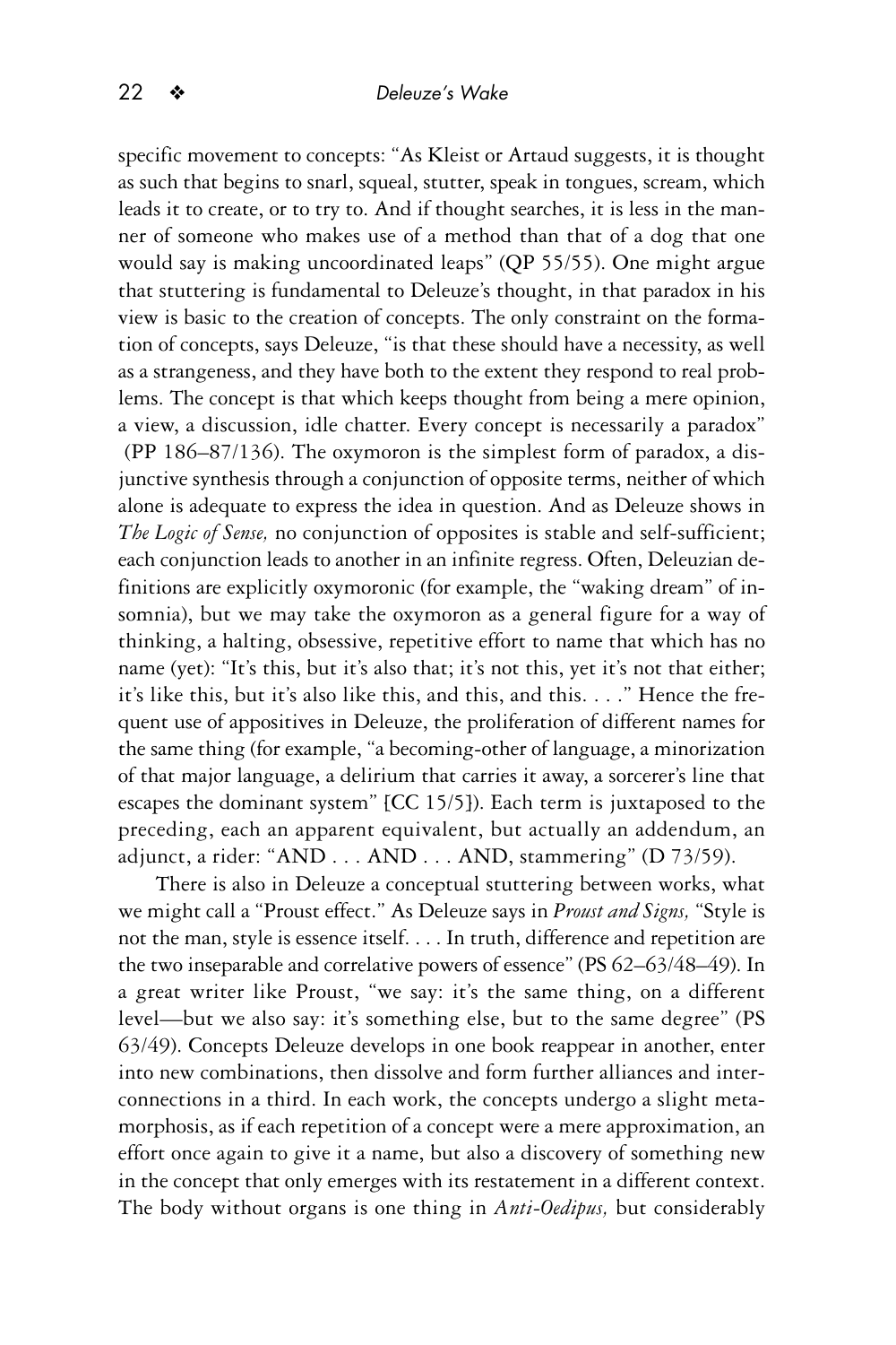specific movement to concepts: "As Kleist or Artaud suggests, it is thought as such that begins to snarl, squeal, stutter, speak in tongues, scream, which leads it to create, or to try to. And if thought searches, it is less in the manner of someone who makes use of a method than that of a dog that one would say is making uncoordinated leaps" (QP 55/55). One might argue that stuttering is fundamental to Deleuze's thought, in that paradox in his view is basic to the creation of concepts. The only constraint on the formation of concepts, says Deleuze, "is that these should have a necessity, as well as a strangeness, and they have both to the extent they respond to real problems. The concept is that which keeps thought from being a mere opinion, a view, a discussion, idle chatter. Every concept is necessarily a paradox" (PP 186–87/136). The oxymoron is the simplest form of paradox, a disjunctive synthesis through a conjunction of opposite terms, neither of which alone is adequate to express the idea in question. And as Deleuze shows in *The Logic of Sense,* no conjunction of opposites is stable and self-sufficient; each conjunction leads to another in an infinite regress. Often, Deleuzian definitions are explicitly oxymoronic (for example, the "waking dream" of insomnia), but we may take the oxymoron as a general figure for a way of thinking, a halting, obsessive, repetitive effort to name that which has no name (yet): "It's this, but it's also that; it's not this, yet it's not that either; it's like this, but it's also like this, and this, and this. . . ." Hence the frequent use of appositives in Deleuze, the proliferation of different names for the same thing (for example, "a becoming-other of language, a minorization of that major language, a delirium that carries it away, a sorcerer's line that escapes the dominant system" [CC 15/5]). Each term is juxtaposed to the preceding, each an apparent equivalent, but actually an addendum, an adjunct, a rider: "AND . . . AND . . . AND, stammering" (D 73/59).

There is also in Deleuze a conceptual stuttering between works, what we might call a "Proust effect." As Deleuze says in *Proust and Signs,* "Style is not the man, style is essence itself. . . . In truth, difference and repetition are the two inseparable and correlative powers of essence" (PS 62–63/48–49). In a great writer like Proust, "we say: it's the same thing, on a different level—but we also say: it's something else, but to the same degree" (PS 63/49). Concepts Deleuze develops in one book reappear in another, enter into new combinations, then dissolve and form further alliances and interconnections in a third. In each work, the concepts undergo a slight metamorphosis, as if each repetition of a concept were a mere approximation, an effort once again to give it a name, but also a discovery of something new in the concept that only emerges with its restatement in a different context. The body without organs is one thing in *Anti-Oedipus,* but considerably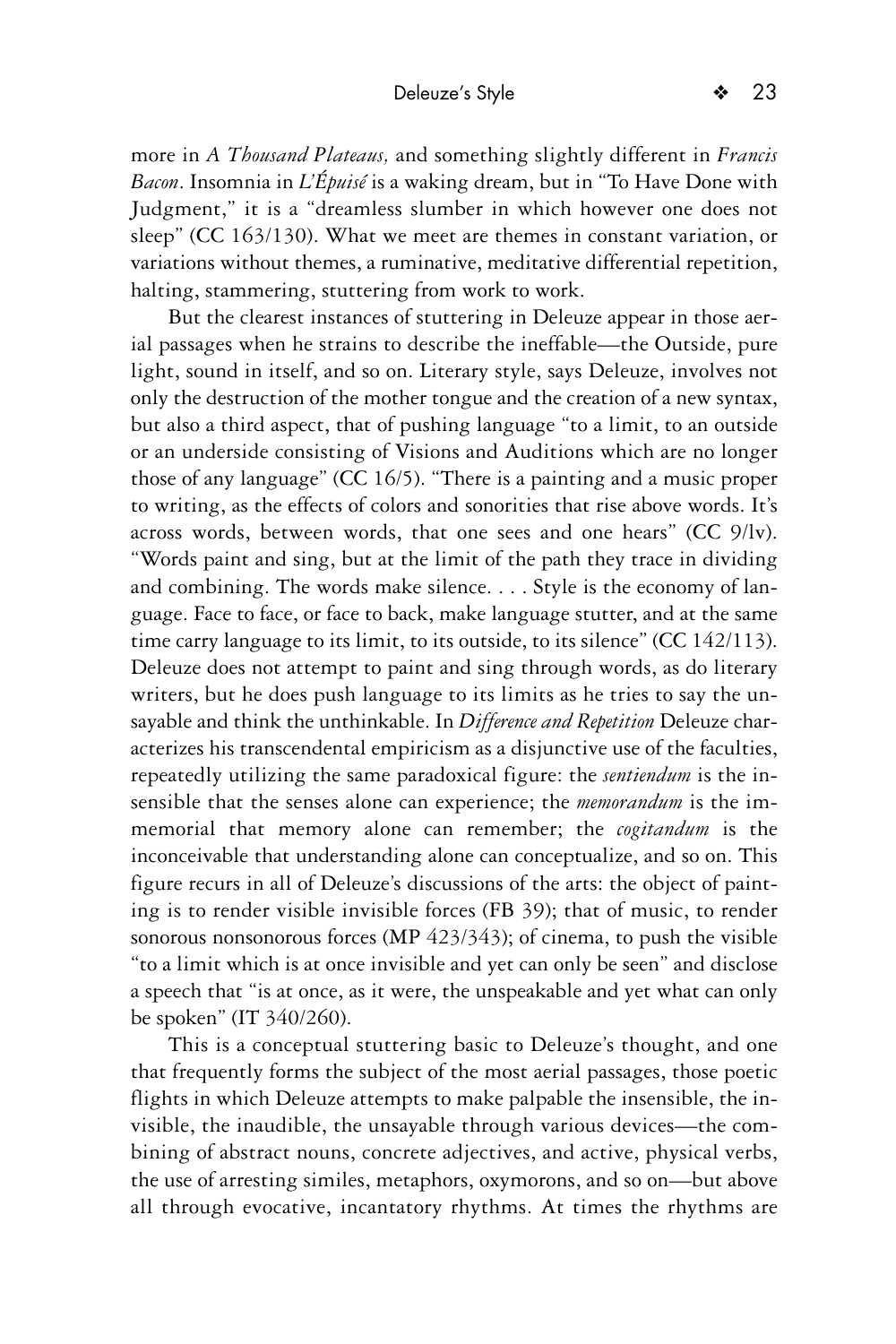more in *A Thousand Plateaus,* and something slightly different in *Francis Bacon*. Insomnia in *L'Épuisé* is a waking dream, but in "To Have Done with Judgment," it is a "dreamless slumber in which however one does not sleep" (CC 163/130). What we meet are themes in constant variation, or variations without themes, a ruminative, meditative differential repetition, halting, stammering, stuttering from work to work.

But the clearest instances of stuttering in Deleuze appear in those aerial passages when he strains to describe the ineffable—the Outside, pure light, sound in itself, and so on. Literary style, says Deleuze, involves not only the destruction of the mother tongue and the creation of a new syntax, but also a third aspect, that of pushing language "to a limit, to an outside or an underside consisting of Visions and Auditions which are no longer those of any language" (CC 16/5). "There is a painting and a music proper to writing, as the effects of colors and sonorities that rise above words. It's across words, between words, that one sees and one hears" (CC 9/lv). "Words paint and sing, but at the limit of the path they trace in dividing and combining. The words make silence. . . . Style is the economy of language. Face to face, or face to back, make language stutter, and at the same time carry language to its limit, to its outside, to its silence" (CC 142/113). Deleuze does not attempt to paint and sing through words, as do literary writers, but he does push language to its limits as he tries to say the unsayable and think the unthinkable. In *Difference and Repetition* Deleuze characterizes his transcendental empiricism as a disjunctive use of the faculties, repeatedly utilizing the same paradoxical figure: the *sentiendum* is the insensible that the senses alone can experience; the *memorandum* is the immemorial that memory alone can remember; the *cogitandum* is the inconceivable that understanding alone can conceptualize, and so on. This figure recurs in all of Deleuze's discussions of the arts: the object of painting is to render visible invisible forces (FB 39); that of music, to render sonorous nonsonorous forces (MP 423/343); of cinema, to push the visible "to a limit which is at once invisible and yet can only be seen" and disclose a speech that "is at once, as it were, the unspeakable and yet what can only be spoken" (IT 340/260).

This is a conceptual stuttering basic to Deleuze's thought, and one that frequently forms the subject of the most aerial passages, those poetic flights in which Deleuze attempts to make palpable the insensible, the invisible, the inaudible, the unsayable through various devices—the combining of abstract nouns, concrete adjectives, and active, physical verbs, the use of arresting similes, metaphors, oxymorons, and so on—but above all through evocative, incantatory rhythms. At times the rhythms are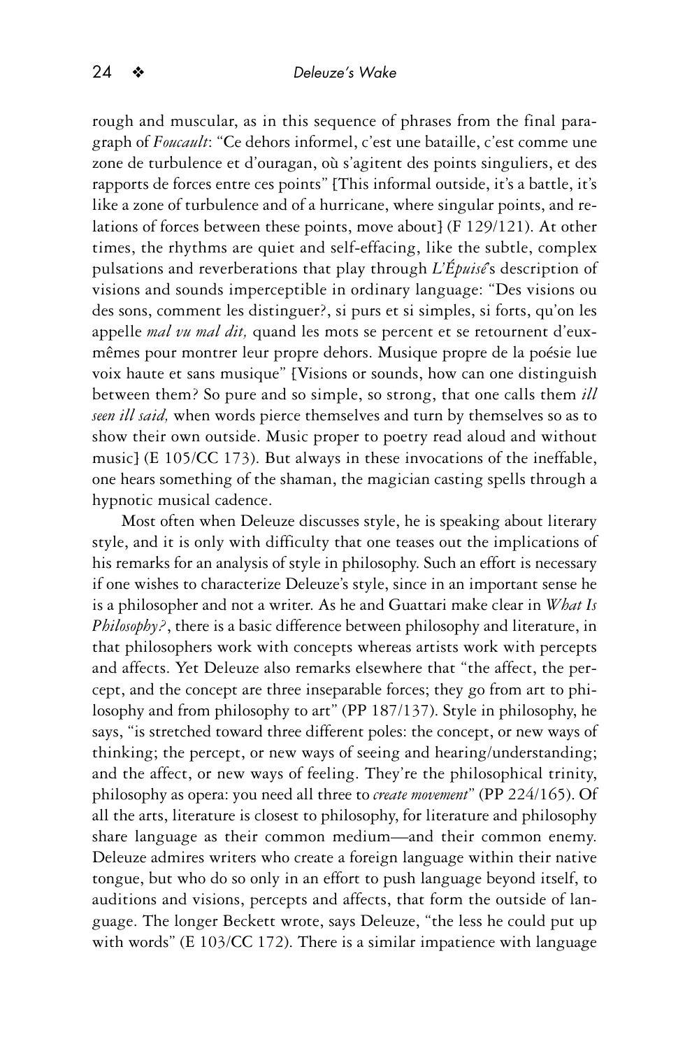rough and muscular, as in this sequence of phrases from the final paragraph of *Foucault*: "Ce dehors informel, c'est une bataille, c'est comme une zone de turbulence et d'ouragan, où s'agitent des points singuliers, et des rapports de forces entre ces points" [This informal outside, it's a battle, it's like a zone of turbulence and of a hurricane, where singular points, and relations of forces between these points, move about] (F 129/121). At other times, the rhythms are quiet and self-effacing, like the subtle, complex pulsations and reverberations that play through *L'Épuisé*'s description of visions and sounds imperceptible in ordinary language: "Des visions ou des sons, comment les distinguer?, si purs et si simples, si forts, qu'on les appelle *mal vu mal dit,* quand les mots se percent et se retournent d'eux-mêmes pour montrer leur propre dehors. Musique propre de la poésie lue voix haute et sans musique" [Visions or sounds, how can one distinguish between them? So pure and so simple, so strong, that one calls them *ill seen ill said,* when words pierce themselves and turn by themselves so as to show their own outside. Music proper to poetry read aloud and without music] (E 105/CC 173). But always in these invocations of the ineffable, one hears something of the shaman, the magician casting spells through a hypnotic musical cadence.

Most often when Deleuze discusses style, he is speaking about literary style, and it is only with difficulty that one teases out the implications of his remarks for an analysis of style in philosophy. Such an effort is necessary if one wishes to characterize Deleuze's style, since in an important sense he is a philosopher and not a writer. As he and Guattari make clear in *What Is Philosophy?*, there is a basic difference between philosophy and literature, in that philosophers work with concepts whereas artists work with percepts and affects. Yet Deleuze also remarks elsewhere that "the affect, the percept, and the concept are three inseparable forces; they go from art to philosophy and from philosophy to art" (PP 187/137). Style in philosophy, he says, "is stretched toward three different poles: the concept, or new ways of thinking; the percept, or new ways of seeing and hearing/understanding; and the affect, or new ways of feeling. They're the philosophical trinity, philosophy as opera: you need all three to *create movement*" (PP 224/165). Of all the arts, literature is closest to philosophy, for literature and philosophy share language as their common medium—and their common enemy. Deleuze admires writers who create a foreign language within their native tongue, but who do so only in an effort to push language beyond itself, to auditions and visions, percepts and affects, that form the outside of language. The longer Beckett wrote, says Deleuze, "the less he could put up with words" (E 103/CC 172). There is a similar impatience with language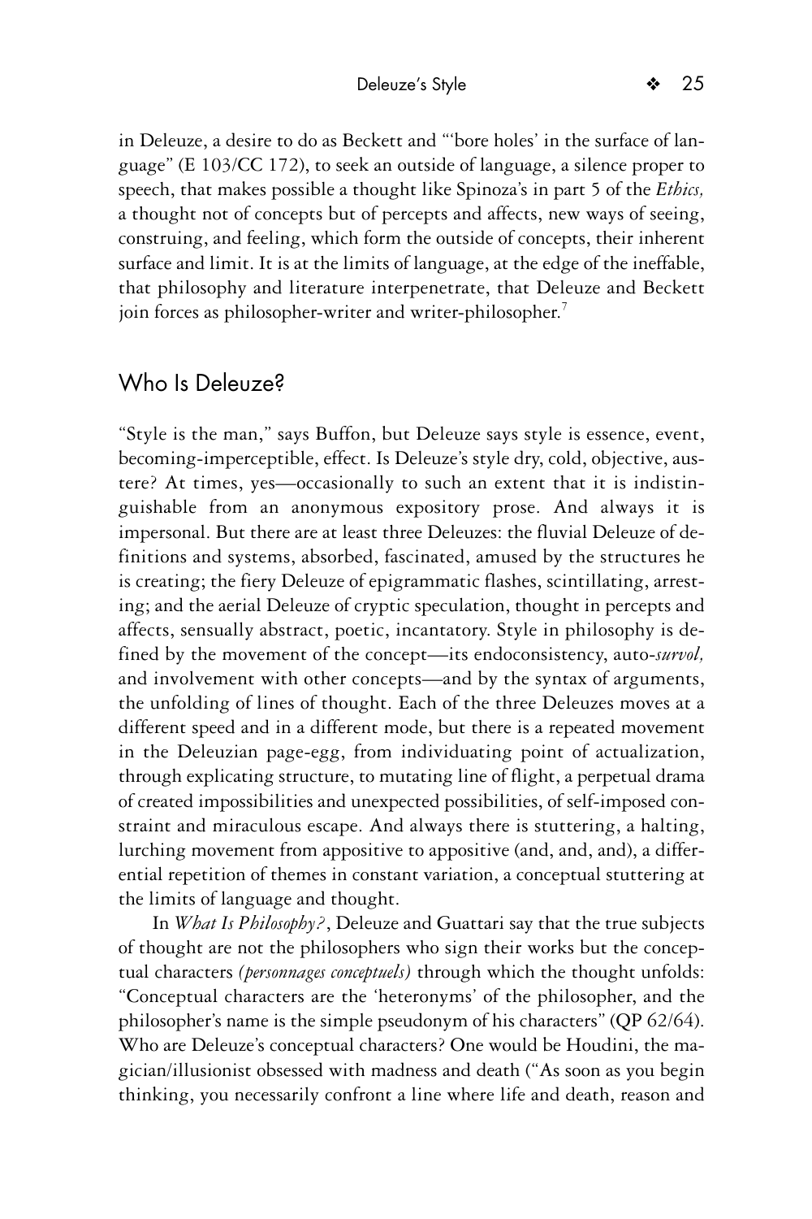in Deleuze, a desire to do as Beckett and "'bore holes' in the surface of language" (E 103/CC 172), to seek an outside of language, a silence proper to speech, that makes possible a thought like Spinoza's in part 5 of the *Ethics,* a thought not of concepts but of percepts and affects, new ways of seeing, construing, and feeling, which form the outside of concepts, their inherent surface and limit. It is at the limits of language, at the edge of the ineffable, that philosophy and literature interpenetrate, that Deleuze and Beckett join forces as philosopher-writer and writer-philosopher.[7]

## Who Is Deleuze?

"Style is the man," says Buffon, but Deleuze says style is essence, event, becoming-imperceptible, effect. Is Deleuze's style dry, cold, objective, austere? At times, yes—occasionally to such an extent that it is indistinguishable from an anonymous expository prose. And always it is impersonal. But there are at least three Deleuzes: the fluvial Deleuze of definitions and systems, absorbed, fascinated, amused by the structures he is creating; the fiery Deleuze of epigrammatic flashes, scintillating, arresting; and the aerial Deleuze of cryptic speculation, thought in percepts and affects, sensually abstract, poetic, incantatory. Style in philosophy is defined by the movement of the concept—its endoconsistency, auto-*survol,* and involvement with other concepts—and by the syntax of arguments, the unfolding of lines of thought. Each of the three Deleuzes moves at a different speed and in a different mode, but there is a repeated movement in the Deleuzian page-egg, from individuating point of actualization, through explicating structure, to mutating line of flight, a perpetual drama of created impossibilities and unexpected possibilities, of self-imposed constraint and miraculous escape. And always there is stuttering, a halting, lurching movement from appositive to appositive (and, and, and), a differential repetition of themes in constant variation, a conceptual stuttering at the limits of language and thought.

In *What Is Philosophy?*, Deleuze and Guattari say that the true subjects of thought are not the philosophers who sign their works but the conceptual characters *(personnages conceptuels)* through which the thought unfolds: "Conceptual characters are the 'heteronyms' of the philosopher, and the philosopher's name is the simple pseudonym of his characters" (QP 62/64). Who are Deleuze's conceptual characters? One would be Houdini, the magician/illusionist obsessed with madness and death ("As soon as you begin thinking, you necessarily confront a line where life and death, reason and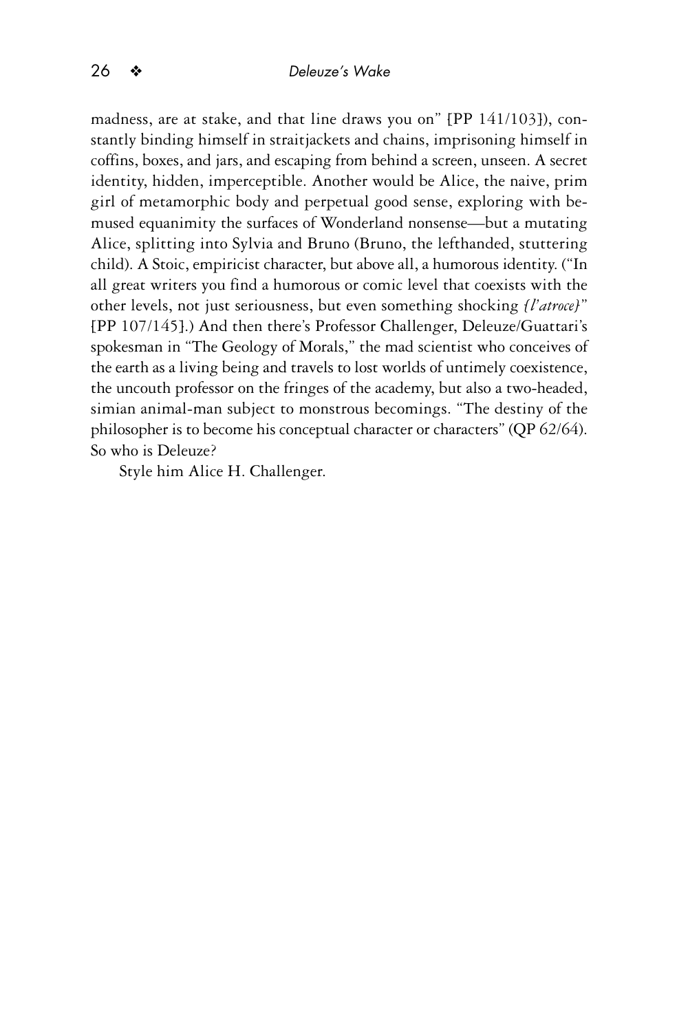madness, are at stake, and that line draws you on" [PP 141/103]), constantly binding himself in straitjackets and chains, imprisoning himself in coffins, boxes, and jars, and escaping from behind a screen, unseen. A secret identity, hidden, imperceptible. Another would be Alice, the naive, prim girl of metamorphic body and perpetual good sense, exploring with bemused equanimity the surfaces of Wonderland nonsense—but a mutating Alice, splitting into Sylvia and Bruno (Bruno, the lefthanded, stuttering child). A Stoic, empiricist character, but above all, a humorous identity. ("In all great writers you find a humorous or comic level that coexists with the other levels, not just seriousness, but even something shocking *{l'atroce}*" [PP 107/145].) And then there's Professor Challenger, Deleuze/Guattari's spokesman in "The Geology of Morals," the mad scientist who conceives of the earth as a living being and travels to lost worlds of untimely coexistence, the uncouth professor on the fringes of the academy, but also a two-headed, simian animal-man subject to monstrous becomings. "The destiny of the philosopher is to become his conceptual character or characters" (QP 62/64). So who is Deleuze?

Style him Alice H. Challenger.